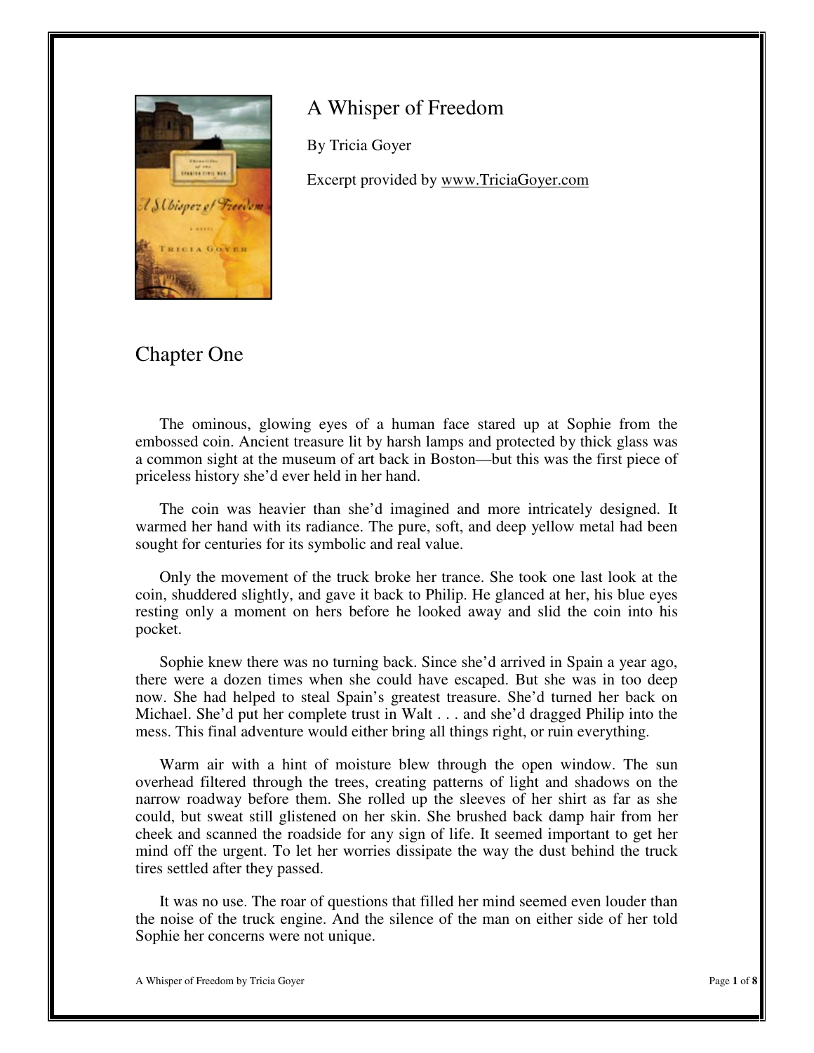# A Whisper of Freedom

By Tricia Goyer

Excerpt provided by www.TriciaGoyer.com

## Chapter One

The ominous, glowing eyes of a human face stared up at Sophie from the embossed coin. Ancient treasure lit by harsh lamps and protected by thick glass was a common sight at the museum of art back in Boston—but this was the first piece of priceless history she'd ever held in her hand.

The coin was heavier than she'd imagined and more intricately designed. It warmed her hand with its radiance. The pure, soft, and deep yellow metal had been sought for centuries for its symbolic and real value.

Only the movement of the truck broke her trance. She took one last look at the coin, shuddered slightly, and gave it back to Philip. He glanced at her, his blue eyes resting only a moment on hers before he looked away and slid the coin into his pocket.

Sophie knew there was no turning back. Since she'd arrived in Spain a year ago, there were a dozen times when she could have escaped. But she was in too deep now. She had helped to steal Spain's greatest treasure. She'd turned her back on Michael. She'd put her complete trust in Walt . . . and she'd dragged Philip into the mess. This final adventure would either bring all things right, or ruin everything.

Warm air with a hint of moisture blew through the open window. The sun overhead filtered through the trees, creating patterns of light and shadows on the narrow roadway before them. She rolled up the sleeves of her shirt as far as she could, but sweat still glistened on her skin. She brushed back damp hair from her cheek and scanned the roadside for any sign of life. It seemed important to get her mind off the urgent. To let her worries dissipate the way the dust behind the truck tires settled after they passed.

It was no use. The roar of questions that filled her mind seemed even louder than the noise of the truck engine. And the silence of the man on either side of her told Sophie her concerns were not unique.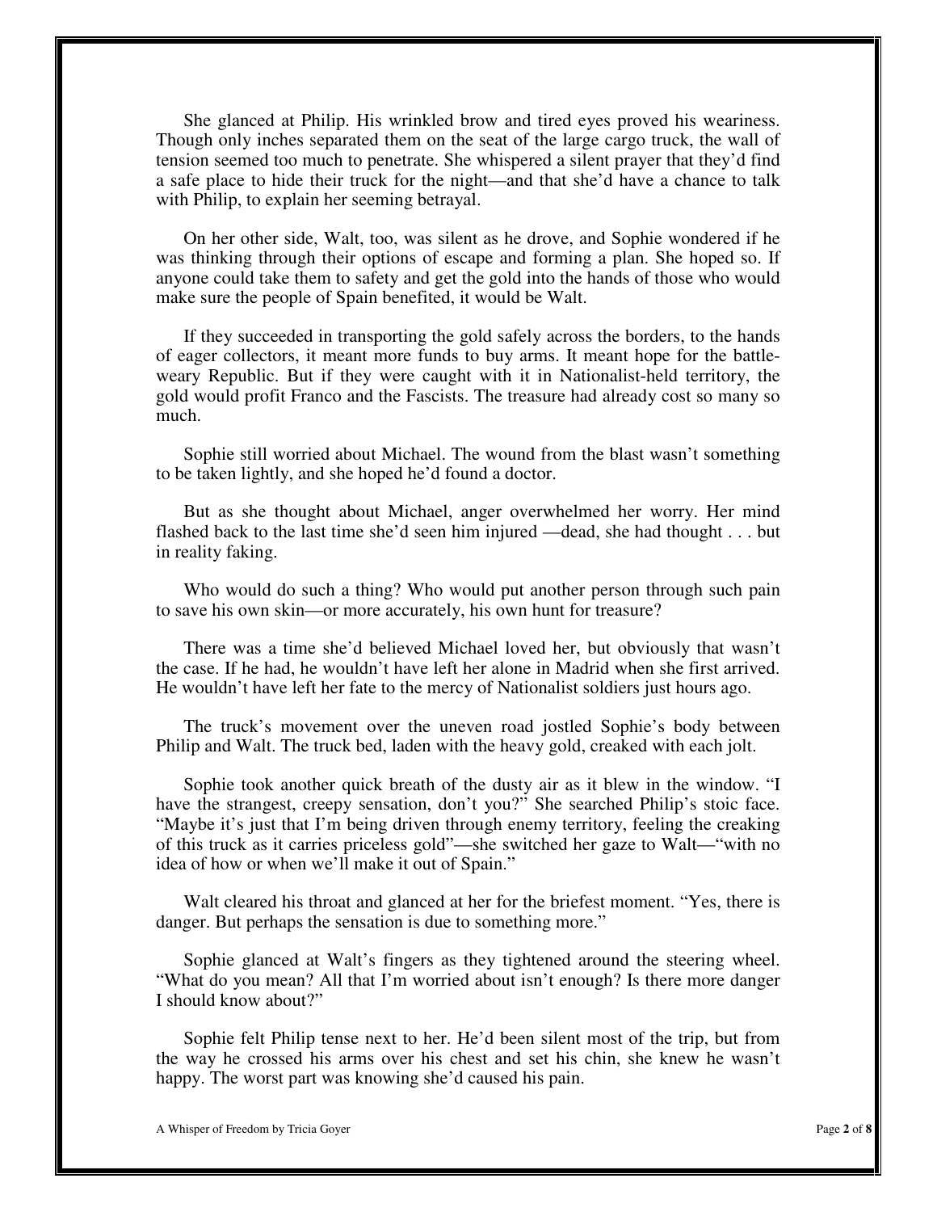She glanced at Philip. His wrinkled brow and tired eyes proved his weariness. Though only inches separated them on the seat of the large cargo truck, the wall of tension seemed too much to penetrate. She whispered a silent prayer that they'd find a safe place to hide their truck for the night—and that she'd have a chance to talk with Philip, to explain her seeming betrayal.

On her other side, Walt, too, was silent as he drove, and Sophie wondered if he was thinking through their options of escape and forming a plan. She hoped so. If anyone could take them to safety and get the gold into the hands of those who would make sure the people of Spain benefited, it would be Walt.

If they succeeded in transporting the gold safely across the borders, to the hands of eager collectors, it meant more funds to buy arms. It meant hope for the battle-weary Republic. But if they were caught with it in Nationalist-held territory, the gold would profit Franco and the Fascists. The treasure had already cost so many so much.

Sophie still worried about Michael. The wound from the blast wasn't something to be taken lightly, and she hoped he'd found a doctor.

But as she thought about Michael, anger overwhelmed her worry. Her mind flashed back to the last time she'd seen him injured —dead, she had thought . . . but in reality faking.

Who would do such a thing? Who would put another person through such pain to save his own skin—or more accurately, his own hunt for treasure?

There was a time she'd believed Michael loved her, but obviously that wasn't the case. If he had, he wouldn't have left her alone in Madrid when she first arrived. He wouldn't have left her fate to the mercy of Nationalist soldiers just hours ago.

The truck's movement over the uneven road jostled Sophie's body between Philip and Walt. The truck bed, laden with the heavy gold, creaked with each jolt.

Sophie took another quick breath of the dusty air as it blew in the window. "I have the strangest, creepy sensation, don't you?" She searched Philip's stoic face. "Maybe it's just that I'm being driven through enemy territory, feeling the creaking of this truck as it carries priceless gold"—she switched her gaze to Walt—"with no idea of how or when we'll make it out of Spain."

Walt cleared his throat and glanced at her for the briefest moment. "Yes, there is danger. But perhaps the sensation is due to something more."

Sophie glanced at Walt's fingers as they tightened around the steering wheel. "What do you mean? All that I'm worried about isn't enough? Is there more danger I should know about?"

Sophie felt Philip tense next to her. He'd been silent most of the trip, but from the way he crossed his arms over his chest and set his chin, she knew he wasn't happy. The worst part was knowing she'd caused his pain.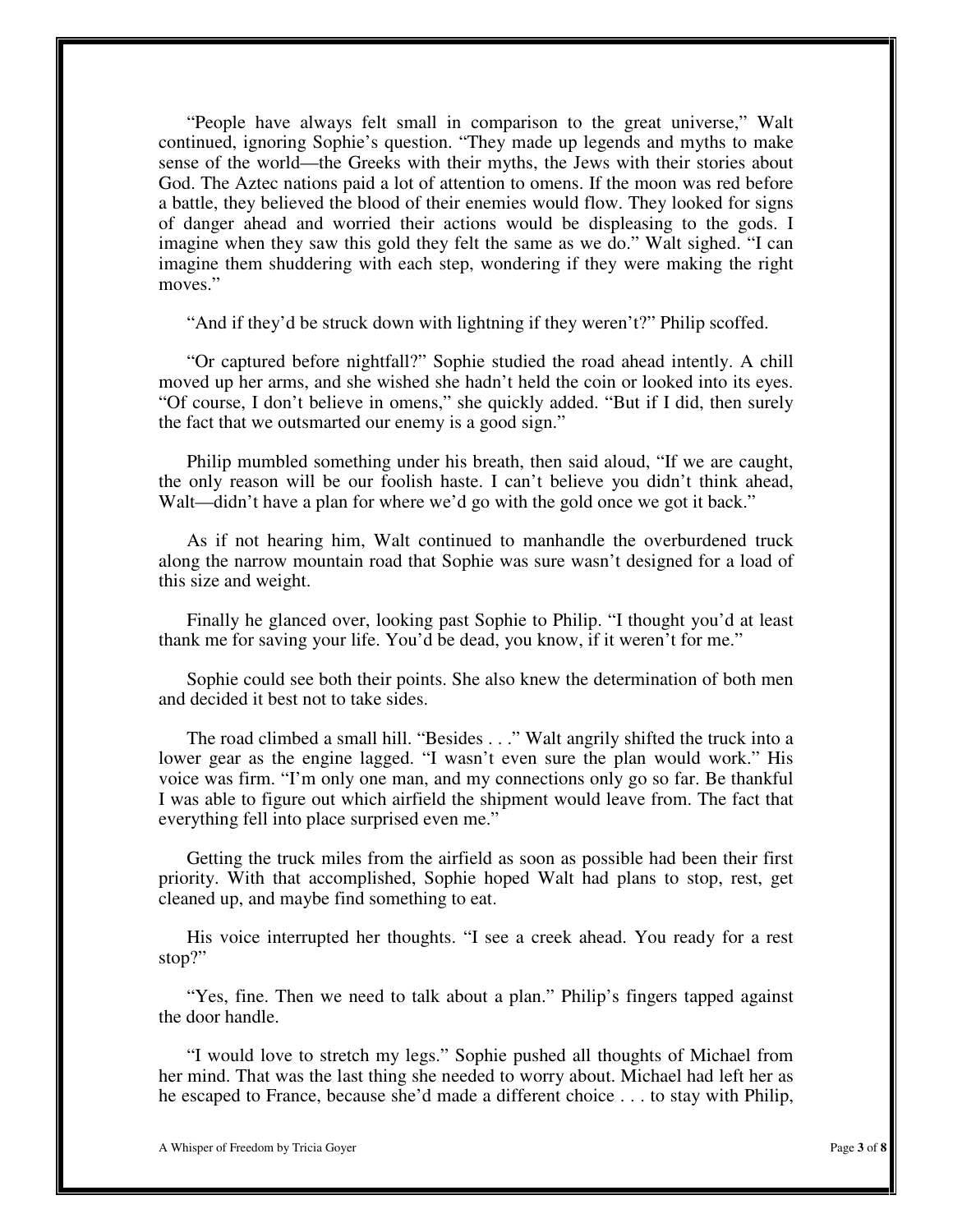"People have always felt small in comparison to the great universe," Walt continued, ignoring Sophie's question. "They made up legends and myths to make sense of the world—the Greeks with their myths, the Jews with their stories about God. The Aztec nations paid a lot of attention to omens. If the moon was red before a battle, they believed the blood of their enemies would flow. They looked for signs of danger ahead and worried their actions would be displeasing to the gods. I imagine when they saw this gold they felt the same as we do." Walt sighed. "I can imagine them shuddering with each step, wondering if they were making the right moves."

"And if they'd be struck down with lightning if they weren't?" Philip scoffed.

"Or captured before nightfall?" Sophie studied the road ahead intently. A chill moved up her arms, and she wished she hadn't held the coin or looked into its eyes. "Of course, I don't believe in omens," she quickly added. "But if I did, then surely the fact that we outsmarted our enemy is a good sign."

Philip mumbled something under his breath, then said aloud, "If we are caught, the only reason will be our foolish haste. I can't believe you didn't think ahead, Walt—didn't have a plan for where we'd go with the gold once we got it back."

As if not hearing him, Walt continued to manhandle the overburdened truck along the narrow mountain road that Sophie was sure wasn't designed for a load of this size and weight.

Finally he glanced over, looking past Sophie to Philip. "I thought you'd at least thank me for saving your life. You'd be dead, you know, if it weren't for me."

Sophie could see both their points. She also knew the determination of both men and decided it best not to take sides.

The road climbed a small hill. "Besides . . ." Walt angrily shifted the truck into a lower gear as the engine lagged. "I wasn't even sure the plan would work." His voice was firm. "I'm only one man, and my connections only go so far. Be thankful I was able to figure out which airfield the shipment would leave from. The fact that everything fell into place surprised even me."

Getting the truck miles from the airfield as soon as possible had been their first priority. With that accomplished, Sophie hoped Walt had plans to stop, rest, get cleaned up, and maybe find something to eat.

His voice interrupted her thoughts. "I see a creek ahead. You ready for a rest stop?"

"Yes, fine. Then we need to talk about a plan." Philip's fingers tapped against the door handle.

"I would love to stretch my legs." Sophie pushed all thoughts of Michael from her mind. That was the last thing she needed to worry about. Michael had left her as he escaped to France, because she'd made a different choice . . . to stay with Philip,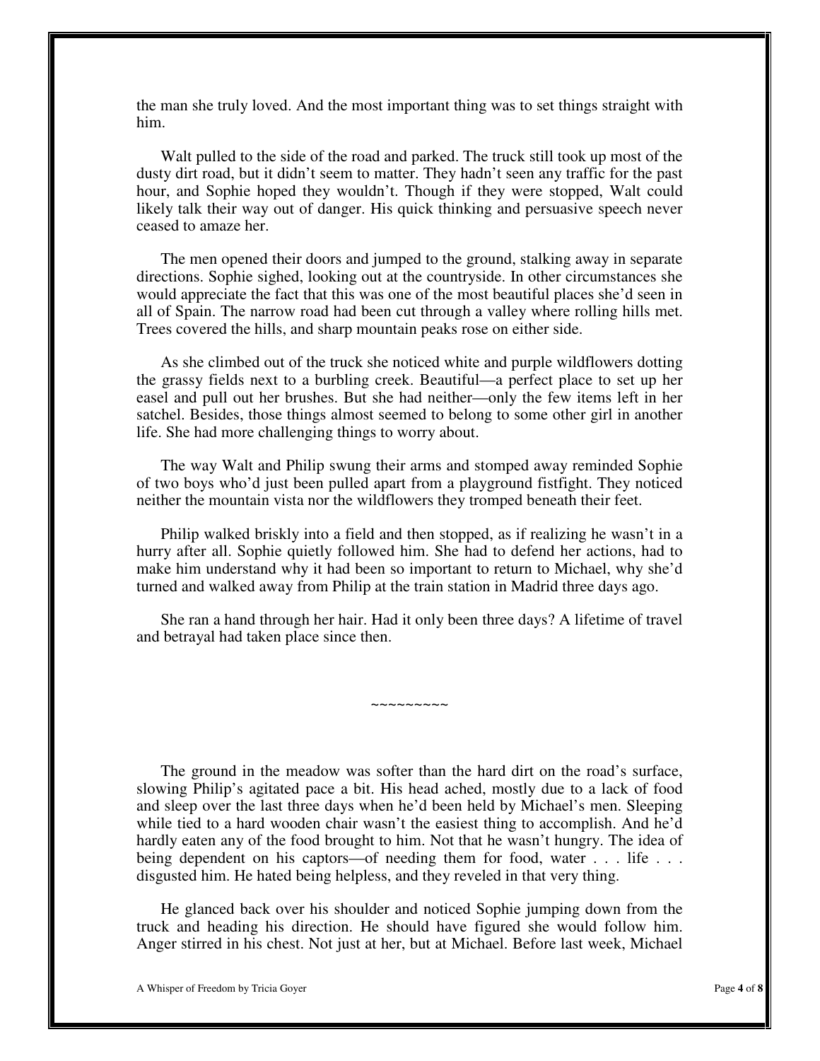the man she truly loved. And the most important thing was to set things straight with him.

Walt pulled to the side of the road and parked. The truck still took up most of the dusty dirt road, but it didn't seem to matter. They hadn't seen any traffic for the past hour, and Sophie hoped they wouldn't. Though if they were stopped, Walt could likely talk their way out of danger. His quick thinking and persuasive speech never ceased to amaze her.

The men opened their doors and jumped to the ground, stalking away in separate directions. Sophie sighed, looking out at the countryside. In other circumstances she would appreciate the fact that this was one of the most beautiful places she'd seen in all of Spain. The narrow road had been cut through a valley where rolling hills met. Trees covered the hills, and sharp mountain peaks rose on either side.

As she climbed out of the truck she noticed white and purple wildflowers dotting the grassy fields next to a burbling creek. Beautiful—a perfect place to set up her easel and pull out her brushes. But she had neither—only the few items left in her satchel. Besides, those things almost seemed to belong to some other girl in another life. She had more challenging things to worry about.

The way Walt and Philip swung their arms and stomped away reminded Sophie of two boys who'd just been pulled apart from a playground fistfight. They noticed neither the mountain vista nor the wildflowers they tromped beneath their feet.

Philip walked briskly into a field and then stopped, as if realizing he wasn't in a hurry after all. Sophie quietly followed him. She had to defend her actions, had to make him understand why it had been so important to return to Michael, why she'd turned and walked away from Philip at the train station in Madrid three days ago.

She ran a hand through her hair. Had it only been three days? A lifetime of travel and betrayal had taken place since then.

~~~~~~~~~

The ground in the meadow was softer than the hard dirt on the road's surface, slowing Philip's agitated pace a bit. His head ached, mostly due to a lack of food and sleep over the last three days when he'd been held by Michael's men. Sleeping while tied to a hard wooden chair wasn't the easiest thing to accomplish. And he'd hardly eaten any of the food brought to him. Not that he wasn't hungry. The idea of being dependent on his captors—of needing them for food, water . . . life . . . disgusted him. He hated being helpless, and they reveled in that very thing.

He glanced back over his shoulder and noticed Sophie jumping down from the truck and heading his direction. He should have figured she would follow him. Anger stirred in his chest. Not just at her, but at Michael. Before last week, Michael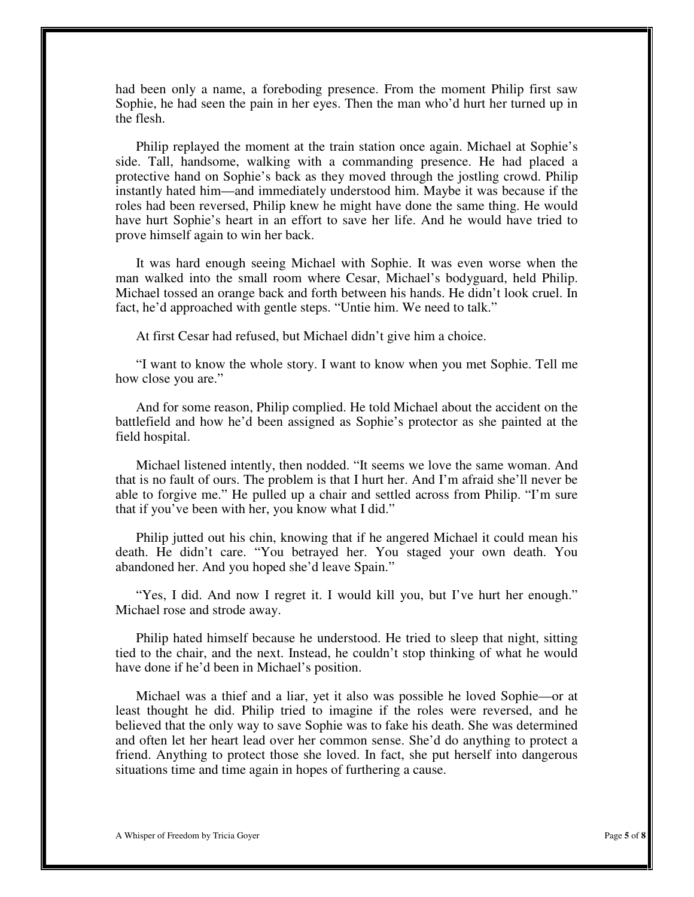had been only a name, a foreboding presence. From the moment Philip first saw Sophie, he had seen the pain in her eyes. Then the man who'd hurt her turned up in the flesh.

Philip replayed the moment at the train station once again. Michael at Sophie's side. Tall, handsome, walking with a commanding presence. He had placed a protective hand on Sophie's back as they moved through the jostling crowd. Philip instantly hated him—and immediately understood him. Maybe it was because if the roles had been reversed, Philip knew he might have done the same thing. He would have hurt Sophie's heart in an effort to save her life. And he would have tried to prove himself again to win her back.

It was hard enough seeing Michael with Sophie. It was even worse when the man walked into the small room where Cesar, Michael's bodyguard, held Philip. Michael tossed an orange back and forth between his hands. He didn't look cruel. In fact, he'd approached with gentle steps. "Untie him. We need to talk."

At first Cesar had refused, but Michael didn't give him a choice.

"I want to know the whole story. I want to know when you met Sophie. Tell me how close you are."

And for some reason, Philip complied. He told Michael about the accident on the battlefield and how he'd been assigned as Sophie's protector as she painted at the field hospital.

Michael listened intently, then nodded. "It seems we love the same woman. And that is no fault of ours. The problem is that I hurt her. And I'm afraid she'll never be able to forgive me." He pulled up a chair and settled across from Philip. "I'm sure that if you've been with her, you know what I did."

Philip jutted out his chin, knowing that if he angered Michael it could mean his death. He didn't care. "You betrayed her. You staged your own death. You abandoned her. And you hoped she'd leave Spain."

"Yes, I did. And now I regret it. I would kill you, but I've hurt her enough." Michael rose and strode away.

Philip hated himself because he understood. He tried to sleep that night, sitting tied to the chair, and the next. Instead, he couldn't stop thinking of what he would have done if he'd been in Michael's position.

Michael was a thief and a liar, yet it also was possible he loved Sophie—or at least thought he did. Philip tried to imagine if the roles were reversed, and he believed that the only way to save Sophie was to fake his death. She was determined and often let her heart lead over her common sense. She'd do anything to protect a friend. Anything to protect those she loved. In fact, she put herself into dangerous situations time and time again in hopes of furthering a cause.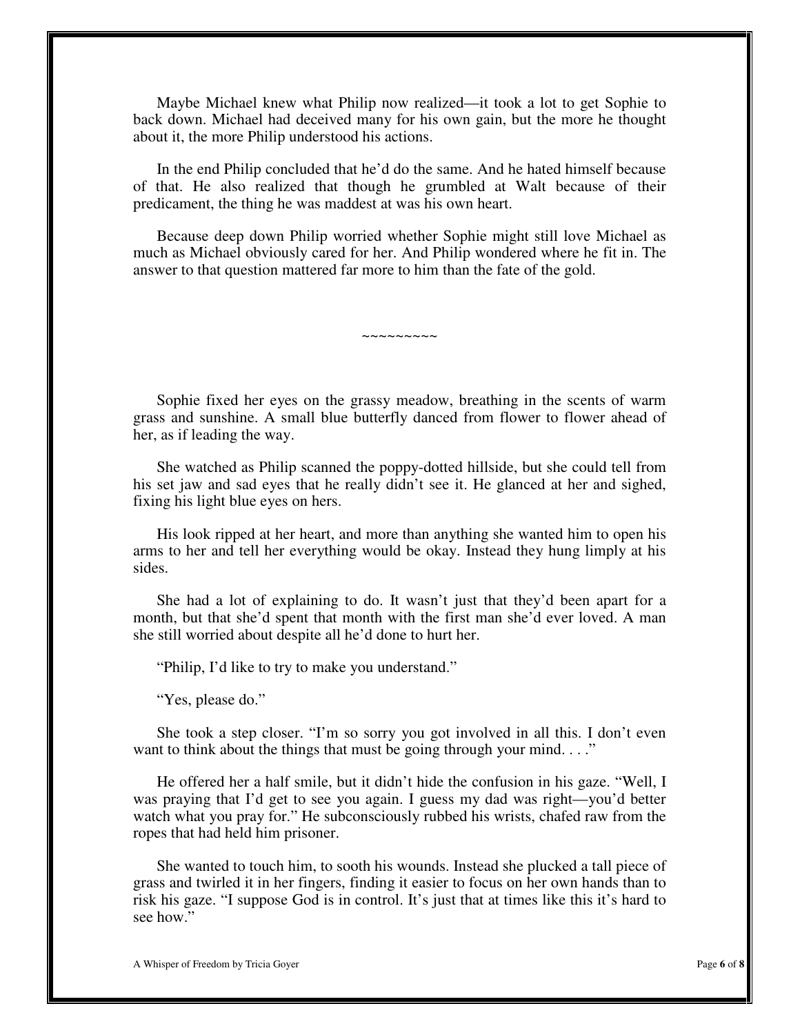Maybe Michael knew what Philip now realized—it took a lot to get Sophie to back down. Michael had deceived many for his own gain, but the more he thought about it, the more Philip understood his actions.

In the end Philip concluded that he'd do the same. And he hated himself because of that. He also realized that though he grumbled at Walt because of their predicament, the thing he was maddest at was his own heart.

Because deep down Philip worried whether Sophie might still love Michael as much as Michael obviously cared for her. And Philip wondered where he fit in. The answer to that question mattered far more to him than the fate of the gold.

~~~~~~~~~

Sophie fixed her eyes on the grassy meadow, breathing in the scents of warm grass and sunshine. A small blue butterfly danced from flower to flower ahead of her, as if leading the way.

She watched as Philip scanned the poppy-dotted hillside, but she could tell from his set jaw and sad eyes that he really didn't see it. He glanced at her and sighed, fixing his light blue eyes on hers.

His look ripped at her heart, and more than anything she wanted him to open his arms to her and tell her everything would be okay. Instead they hung limply at his sides.

She had a lot of explaining to do. It wasn't just that they'd been apart for a month, but that she'd spent that month with the first man she'd ever loved. A man she still worried about despite all he'd done to hurt her.

"Philip, I'd like to try to make you understand."

"Yes, please do."

She took a step closer. "I'm so sorry you got involved in all this. I don't even want to think about the things that must be going through your mind. . . ."

He offered her a half smile, but it didn't hide the confusion in his gaze. "Well, I was praying that I'd get to see you again. I guess my dad was right—you'd better watch what you pray for." He subconsciously rubbed his wrists, chafed raw from the ropes that had held him prisoner.

She wanted to touch him, to sooth his wounds. Instead she plucked a tall piece of grass and twirled it in her fingers, finding it easier to focus on her own hands than to risk his gaze. "I suppose God is in control. It's just that at times like this it's hard to see how."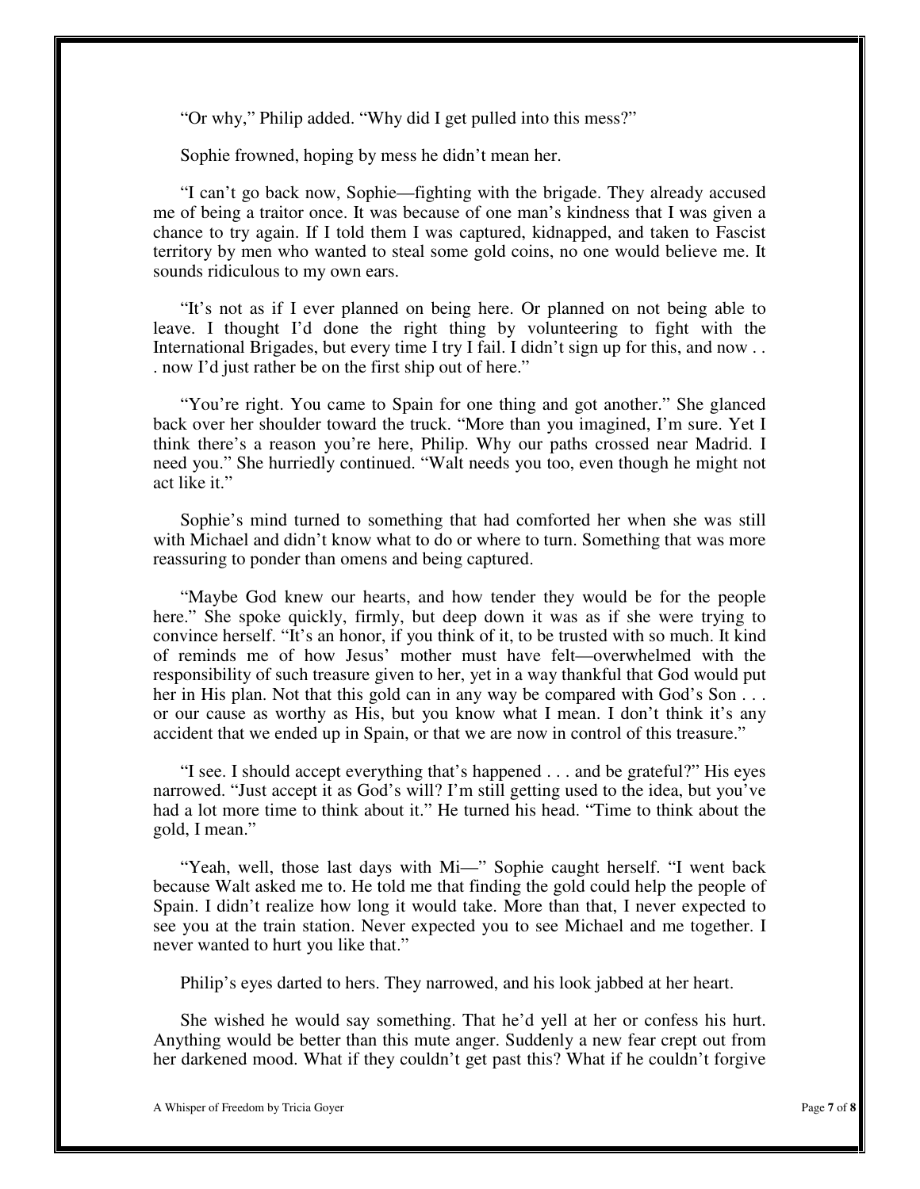"Or why," Philip added. "Why did I get pulled into this mess?"

Sophie frowned, hoping by mess he didn't mean her.

"I can't go back now, Sophie—fighting with the brigade. They already accused me of being a traitor once. It was because of one man's kindness that I was given a chance to try again. If I told them I was captured, kidnapped, and taken to Fascist territory by men who wanted to steal some gold coins, no one would believe me. It sounds ridiculous to my own ears.

"It's not as if I ever planned on being here. Or planned on not being able to leave. I thought I'd done the right thing by volunteering to fight with the International Brigades, but every time I try I fail. I didn't sign up for this, and now . . . now I'd just rather be on the first ship out of here."

"You're right. You came to Spain for one thing and got another." She glanced back over her shoulder toward the truck. "More than you imagined, I'm sure. Yet I think there's a reason you're here, Philip. Why our paths crossed near Madrid. I need you." She hurriedly continued. "Walt needs you too, even though he might not act like it."

Sophie's mind turned to something that had comforted her when she was still with Michael and didn't know what to do or where to turn. Something that was more reassuring to ponder than omens and being captured.

"Maybe God knew our hearts, and how tender they would be for the people here." She spoke quickly, firmly, but deep down it was as if she were trying to convince herself. "It's an honor, if you think of it, to be trusted with so much. It kind of reminds me of how Jesus' mother must have felt—overwhelmed with the responsibility of such treasure given to her, yet in a way thankful that God would put her in His plan. Not that this gold can in any way be compared with God's Son . . . or our cause as worthy as His, but you know what I mean. I don't think it's any accident that we ended up in Spain, or that we are now in control of this treasure."

"I see. I should accept everything that's happened . . . and be grateful?" His eyes narrowed. "Just accept it as God's will? I'm still getting used to the idea, but you've had a lot more time to think about it." He turned his head. "Time to think about the gold, I mean."

"Yeah, well, those last days with Mi—" Sophie caught herself. "I went back because Walt asked me to. He told me that finding the gold could help the people of Spain. I didn't realize how long it would take. More than that, I never expected to see you at the train station. Never expected you to see Michael and me together. I never wanted to hurt you like that."

Philip's eyes darted to hers. They narrowed, and his look jabbed at her heart.

She wished he would say something. That he'd yell at her or confess his hurt. Anything would be better than this mute anger. Suddenly a new fear crept out from her darkened mood. What if they couldn't get past this? What if he couldn't forgive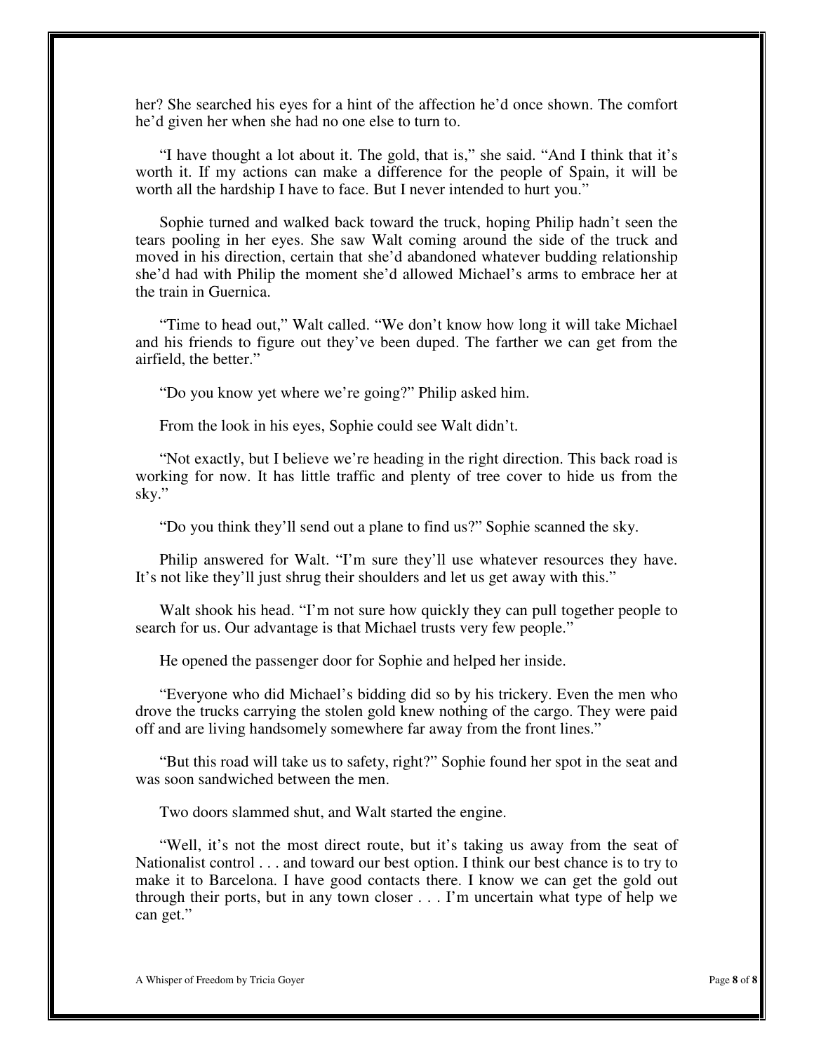her? She searched his eyes for a hint of the affection he'd once shown. The comfort he'd given her when she had no one else to turn to.

"I have thought a lot about it. The gold, that is," she said. "And I think that it's worth it. If my actions can make a difference for the people of Spain, it will be worth all the hardship I have to face. But I never intended to hurt you."

Sophie turned and walked back toward the truck, hoping Philip hadn't seen the tears pooling in her eyes. She saw Walt coming around the side of the truck and moved in his direction, certain that she'd abandoned whatever budding relationship she'd had with Philip the moment she'd allowed Michael's arms to embrace her at the train in Guernica.

"Time to head out," Walt called. "We don't know how long it will take Michael and his friends to figure out they've been duped. The farther we can get from the airfield, the better."

"Do you know yet where we're going?" Philip asked him.

From the look in his eyes, Sophie could see Walt didn't.

"Not exactly, but I believe we're heading in the right direction. This back road is working for now. It has little traffic and plenty of tree cover to hide us from the sky."

"Do you think they'll send out a plane to find us?" Sophie scanned the sky.

Philip answered for Walt. "I'm sure they'll use whatever resources they have. It's not like they'll just shrug their shoulders and let us get away with this."

Walt shook his head. "I'm not sure how quickly they can pull together people to search for us. Our advantage is that Michael trusts very few people."

He opened the passenger door for Sophie and helped her inside.

"Everyone who did Michael's bidding did so by his trickery. Even the men who drove the trucks carrying the stolen gold knew nothing of the cargo. They were paid off and are living handsomely somewhere far away from the front lines."

"But this road will take us to safety, right?" Sophie found her spot in the seat and was soon sandwiched between the men.

Two doors slammed shut, and Walt started the engine.

"Well, it's not the most direct route, but it's taking us away from the seat of Nationalist control . . . and toward our best option. I think our best chance is to try to make it to Barcelona. I have good contacts there. I know we can get the gold out through their ports, but in any town closer . . . I'm uncertain what type of help we can get."